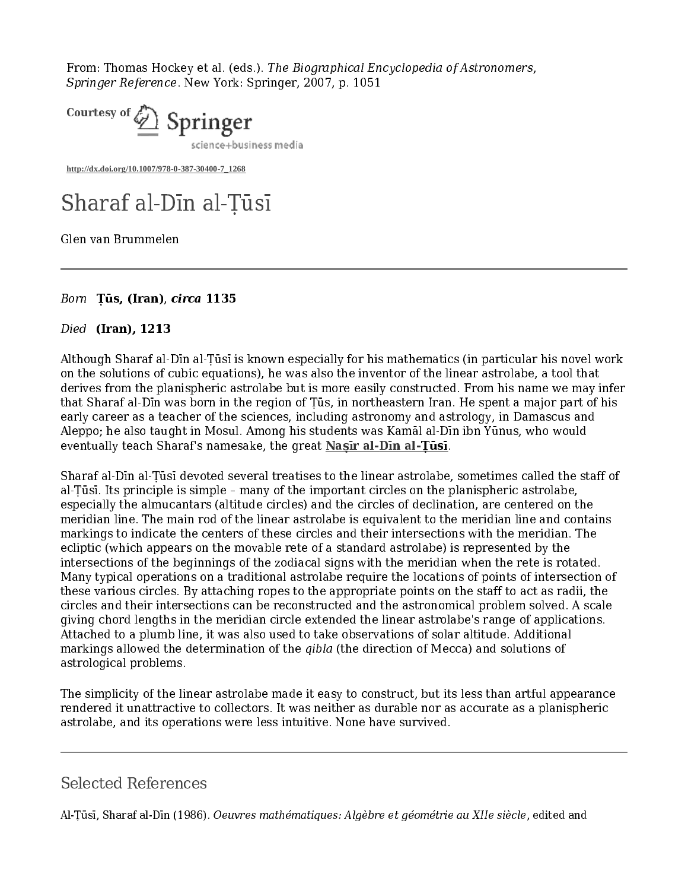From: Thomas Hockey et al. (eds.). *The Biographical Encyclopedia of Astronomers, Springer Reference*. New York: Springer, 2007, p. 1051

Courtesy of Springer science+business media

http://dx.doi.org/10.1007/978-0-387-30400-7_1268

# Sharaf al-Dīn al-Ṭūsī

Glen van Brummelen

---

*Born* **Ṭūs, (Iran),** ***circa*** **1135**

*Died* **(Iran), 1213**

Although Sharaf al-Dīn al-Ṭūsī is known especially for his mathematics (in particular his novel work on the solutions of cubic equations), he was also the inventor of the linear astrolabe, a tool that derives from the planispheric astrolabe but is more easily constructed. From his name we may infer that Sharaf al-Dīn was born in the region of Ṭūs, in northeastern Iran. He spent a major part of his early career as a teacher of the sciences, including astronomy and astrology, in Damascus and Aleppo; he also taught in Mosul. Among his students was Kamāl al-Dīn ibn Yūnus, who would eventually teach Sharaf's namesake, the great **Naṣīr al-Dīn al-Ṭūsī**.

Sharaf al-Dīn al-Ṭūsī devoted several treatises to the linear astrolabe, sometimes called the staff of al-Ṭūsī. Its principle is simple – many of the important circles on the planispheric astrolabe, especially the almucantars (altitude circles) and the circles of declination, are centered on the meridian line. The main rod of the linear astrolabe is equivalent to the meridian line and contains markings to indicate the centers of these circles and their intersections with the meridian. The ecliptic (which appears on the movable rete of a standard astrolabe) is represented by the intersections of the beginnings of the zodiacal signs with the meridian when the rete is rotated. Many typical operations on a traditional astrolabe require the locations of points of intersection of these various circles. By attaching ropes to the appropriate points on the staff to act as radii, the circles and their intersections can be reconstructed and the astronomical problem solved. A scale giving chord lengths in the meridian circle extended the linear astrolabe's range of applications. Attached to a plumb line, it was also used to take observations of solar altitude. Additional markings allowed the determination of the *qibla* (the direction of Mecca) and solutions of astrological problems.

The simplicity of the linear astrolabe made it easy to construct, but its less than artful appearance rendered it unattractive to collectors. It was neither as durable nor as accurate as a planispheric astrolabe, and its operations were less intuitive. None have survived.

---

## Selected References

Al-Ṭūsī, Sharaf al-Dīn (1986). *Oeuvres mathématiques: Algèbre et géométrie au XIIe siècle*, edited and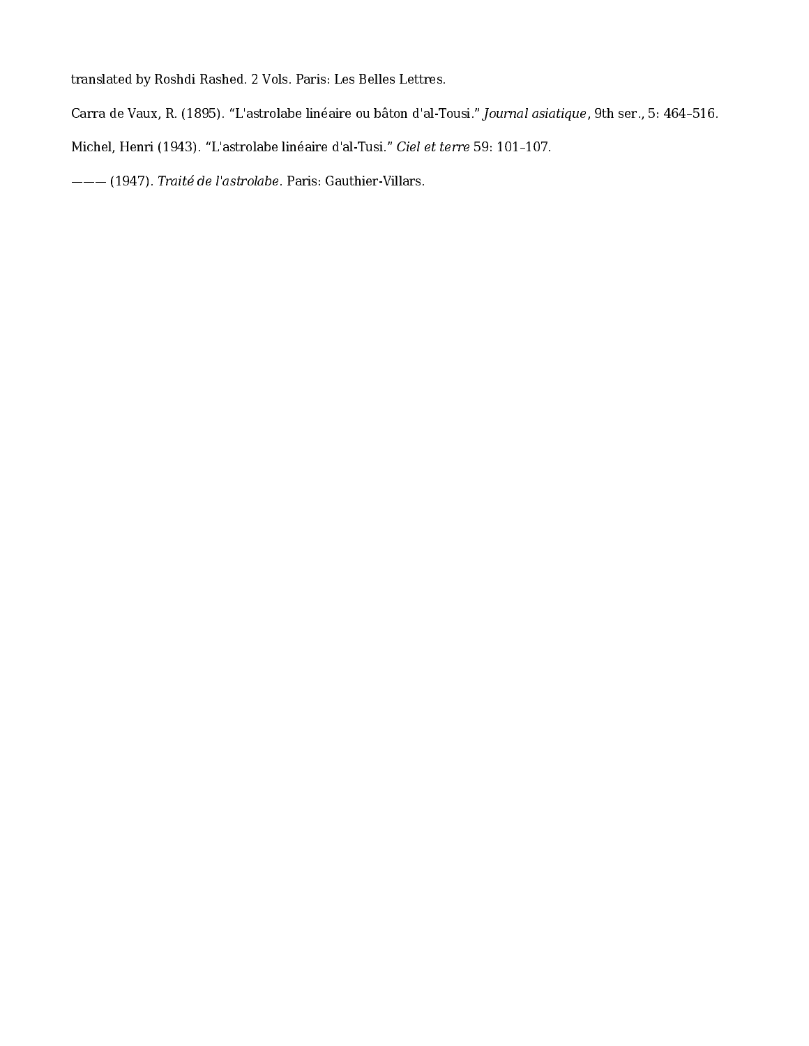translated by Roshdi Rashed. 2 Vols. Paris: Les Belles Lettres.

Carra de Vaux, R. (1895). “L'astrolabe linéaire ou bâton d'al-Tousi.” *Journal asiatique*, 9th ser., 5: 464–516.

Michel, Henri (1943). “L'astrolabe linéaire d'al-Tusi.” *Ciel et terre* 59: 101–107.

——— (1947). *Traité de l'astrolabe*. Paris: Gauthier-Villars.